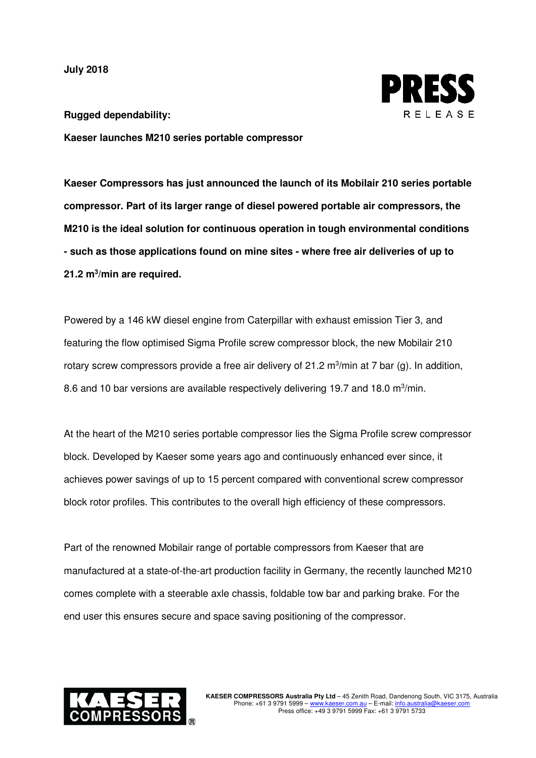**July 2018**

**Rugged dependability:**

**Kaeser launches M210 series portable compressor**

**Kaeser Compressors has just announced the launch of its Mobilair 210 series portable compressor. Part of its larger range of diesel powered portable air compressors, the M210 is the ideal solution for continuous operation in tough environmental conditions - such as those applications found on mine sites - where free air deliveries of up to 21.2 m$^3$/min are required.**

Powered by a 146 kW diesel engine from Caterpillar with exhaust emission Tier 3, and featuring the flow optimised Sigma Profile screw compressor block, the new Mobilair 210 rotary screw compressors provide a free air delivery of 21.2 m$^3$/min at 7 bar (g). In addition, 8.6 and 10 bar versions are available respectively delivering 19.7 and 18.0 m$^3$/min.

At the heart of the M210 series portable compressor lies the Sigma Profile screw compressor block. Developed by Kaeser some years ago and continuously enhanced ever since, it achieves power savings of up to 15 percent compared with conventional screw compressor block rotor profiles. This contributes to the overall high efficiency of these compressors.

Part of the renowned Mobilair range of portable compressors from Kaeser that are manufactured at a state-of-the-art production facility in Germany, the recently launched M210 comes complete with a steerable axle chassis, foldable tow bar and parking brake. For the end user this ensures secure and space saving positioning of the compressor.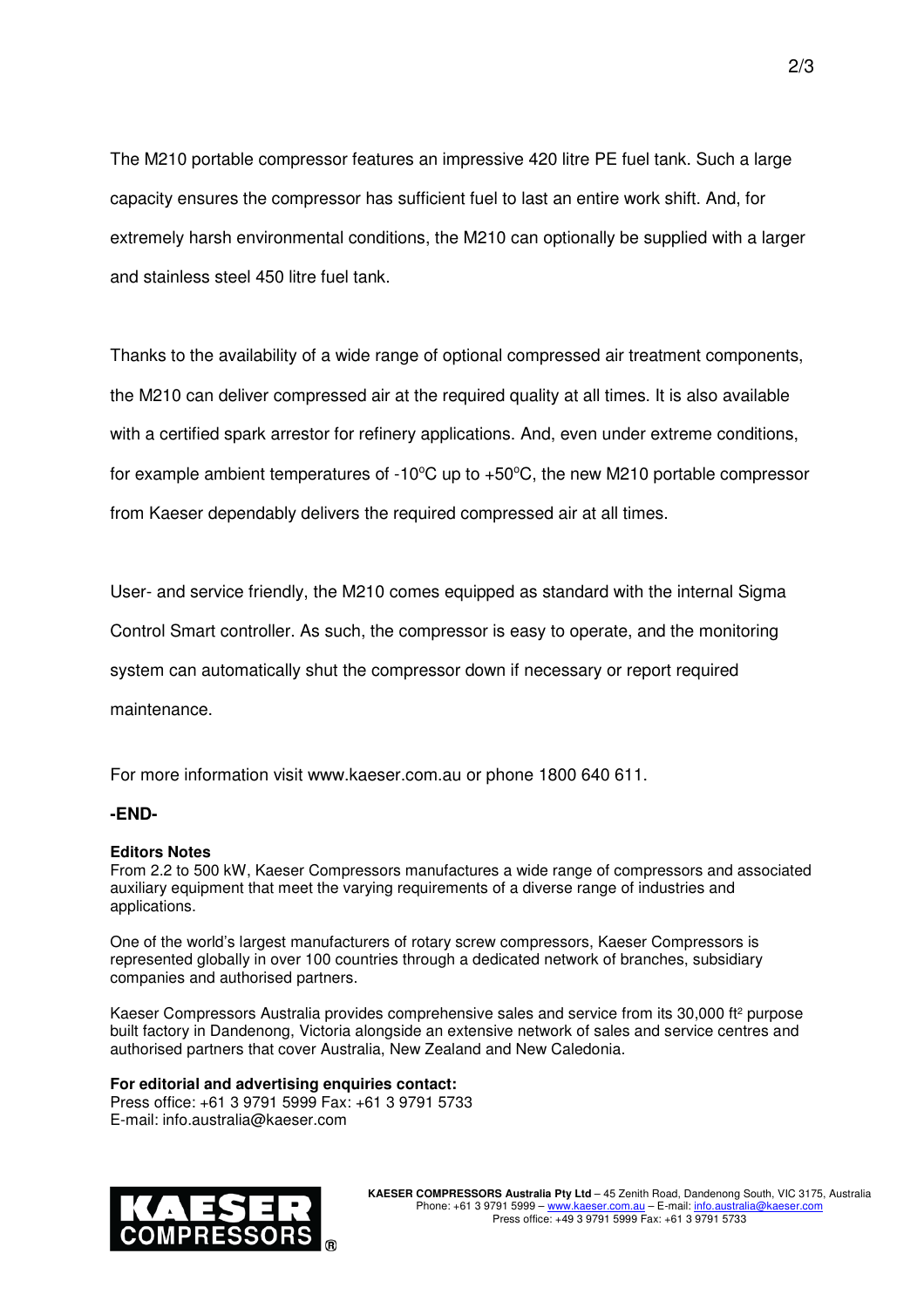The M210 portable compressor features an impressive 420 litre PE fuel tank. Such a large capacity ensures the compressor has sufficient fuel to last an entire work shift. And, for extremely harsh environmental conditions, the M210 can optionally be supplied with a larger and stainless steel 450 litre fuel tank.

Thanks to the availability of a wide range of optional compressed air treatment components, the M210 can deliver compressed air at the required quality at all times. It is also available with a certified spark arrestor for refinery applications. And, even under extreme conditions, for example ambient temperatures of -10°C up to +50°C, the new M210 portable compressor from Kaeser dependably delivers the required compressed air at all times.

User- and service friendly, the M210 comes equipped as standard with the internal Sigma Control Smart controller. As such, the compressor is easy to operate, and the monitoring system can automatically shut the compressor down if necessary or report required maintenance.

For more information visit www.kaeser.com.au or phone 1800 640 611.

**-END-**

**Editors Notes**

From 2.2 to 500 kW, Kaeser Compressors manufactures a wide range of compressors and associated auxiliary equipment that meet the varying requirements of a diverse range of industries and applications.

One of the world's largest manufacturers of rotary screw compressors, Kaeser Compressors is represented globally in over 100 countries through a dedicated network of branches, subsidiary companies and authorised partners.

Kaeser Compressors Australia provides comprehensive sales and service from its 30,000 ft² purpose built factory in Dandenong, Victoria alongside an extensive network of sales and service centres and authorised partners that cover Australia, New Zealand and New Caledonia.

**For editorial and advertising enquiries contact:**
Press office: +61 3 9791 5999 Fax: +61 3 9791 5733
E-mail: info.australia@kaeser.com

**KAESER COMPRESSORS Australia Pty Ltd** – 45 Zenith Road, Dandenong South, VIC 3175, Australia
Phone: +61 3 9791 5999 – www.kaeser.com.au – E-mail: info.australia@kaeser.com
Press office: +49 3 9791 5999 Fax: +61 3 9791 5733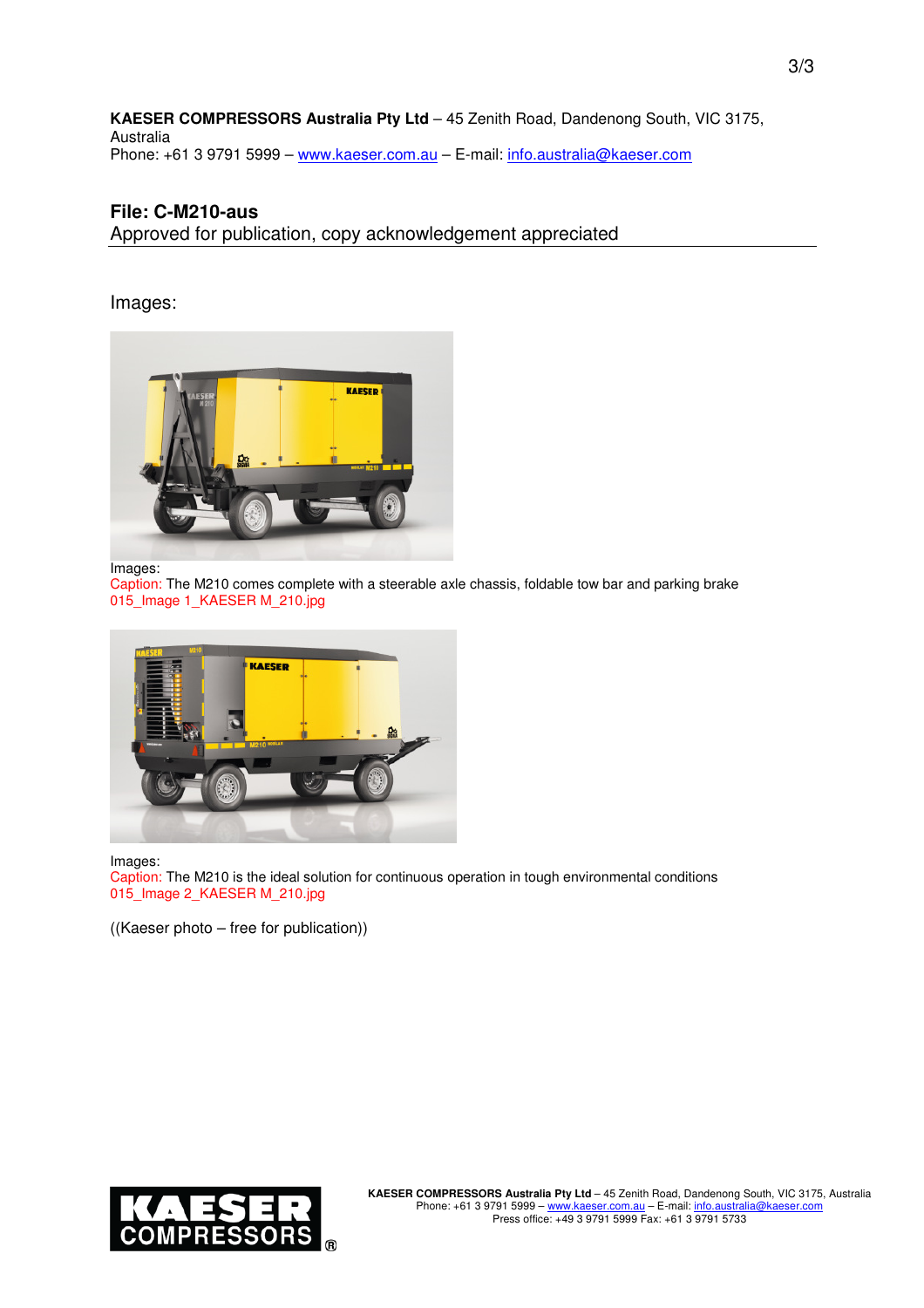**KAESER COMPRESSORS Australia Pty Ltd** – 45 Zenith Road, Dandenong South, VIC 3175, Australia
Phone: +61 3 9791 5999 – www.kaeser.com.au – E-mail: info.australia@kaeser.com

## File: C-M210-aus

Approved for publication, copy acknowledgement appreciated

Images:

Images:
Caption: The M210 comes complete with a steerable axle chassis, foldable tow bar and parking brake
015_Image 1_KAESER M_210.jpg

Images:
Caption: The M210 is the ideal solution for continuous operation in tough environmental conditions
015_Image 2_KAESER M_210.jpg

((Kaeser photo – free for publication))

**KAESER COMPRESSORS Australia Pty Ltd** – 45 Zenith Road, Dandenong South, VIC 3175, Australia
Phone: +61 3 9791 5999 – www.kaeser.com.au – E-mail: info.australia@kaeser.com
Press office: +49 3 9791 5999 Fax: +61 3 9791 5733